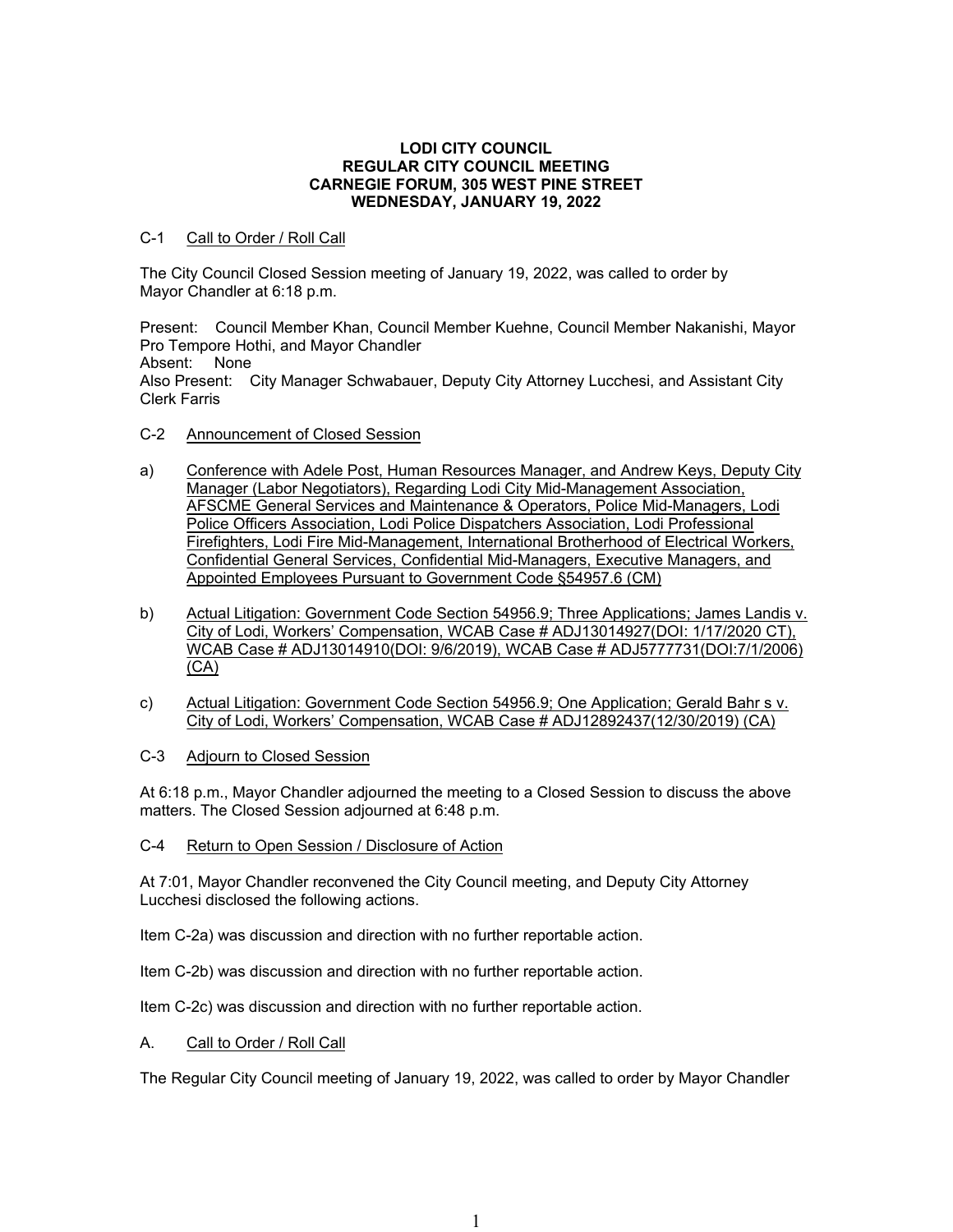**LODI CITY COUNCIL**
**REGULAR CITY COUNCIL MEETING**
**CARNEGIE FORUM, 305 WEST PINE STREET**
**WEDNESDAY, JANUARY 19, 2022**

C-1 Call to Order / Roll Call

The City Council Closed Session meeting of January 19, 2022, was called to order by Mayor Chandler at 6:18 p.m.

Present: Council Member Khan, Council Member Kuehne, Council Member Nakanishi, Mayor Pro Tempore Hothi, and Mayor Chandler
Absent: None
Also Present: City Manager Schwabauer, Deputy City Attorney Lucchesi, and Assistant City Clerk Farris

C-2 Announcement of Closed Session

a) Conference with Adele Post, Human Resources Manager, and Andrew Keys, Deputy City Manager (Labor Negotiators), Regarding Lodi City Mid-Management Association, AFSCME General Services and Maintenance & Operators, Police Mid-Managers, Lodi Police Officers Association, Lodi Police Dispatchers Association, Lodi Professional Firefighters, Lodi Fire Mid-Management, International Brotherhood of Electrical Workers, Confidential General Services, Confidential Mid-Managers, Executive Managers, and Appointed Employees Pursuant to Government Code §54957.6 (CM)

b) Actual Litigation: Government Code Section 54956.9; Three Applications; James Landis v. City of Lodi, Workers' Compensation, WCAB Case # ADJ13014927(DOI: 1/17/2020 CT), WCAB Case # ADJ13014910(DOI: 9/6/2019), WCAB Case # ADJ5777731(DOI:7/1/2006) (CA)

c) Actual Litigation: Government Code Section 54956.9; One Application; Gerald Bahr s v. City of Lodi, Workers' Compensation, WCAB Case # ADJ12892437(12/30/2019) (CA)

C-3 Adjourn to Closed Session

At 6:18 p.m., Mayor Chandler adjourned the meeting to a Closed Session to discuss the above matters. The Closed Session adjourned at 6:48 p.m.

C-4 Return to Open Session / Disclosure of Action

At 7:01, Mayor Chandler reconvened the City Council meeting, and Deputy City Attorney Lucchesi disclosed the following actions.

Item C-2a) was discussion and direction with no further reportable action.

Item C-2b) was discussion and direction with no further reportable action.

Item C-2c) was discussion and direction with no further reportable action.

A. Call to Order / Roll Call

The Regular City Council meeting of January 19, 2022, was called to order by Mayor Chandler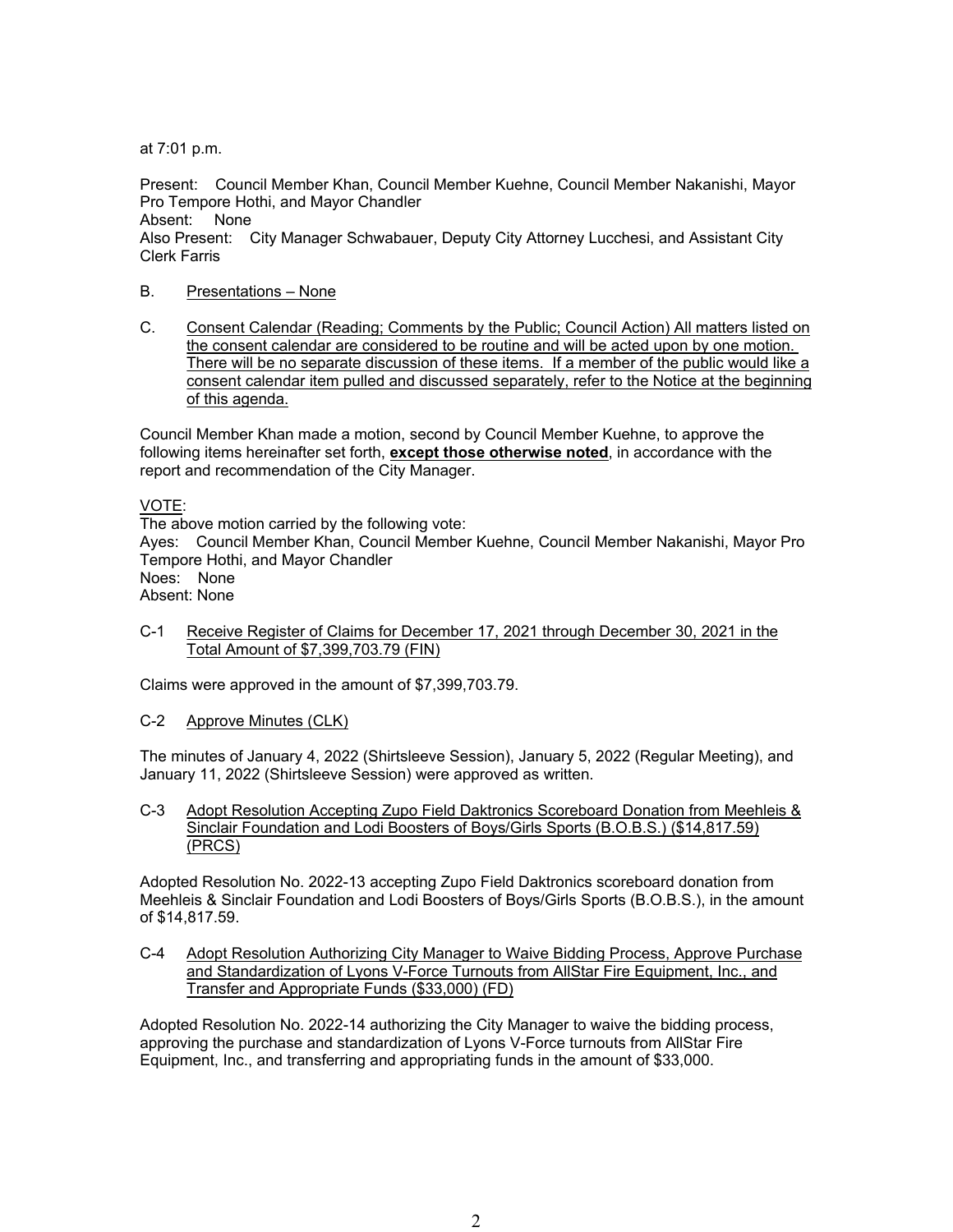at 7:01 p.m.

Present: Council Member Khan, Council Member Kuehne, Council Member Nakanishi, Mayor Pro Tempore Hothi, and Mayor Chandler
Absent: None
Also Present: City Manager Schwabauer, Deputy City Attorney Lucchesi, and Assistant City Clerk Farris

B. Presentations – None

C. Consent Calendar (Reading; Comments by the Public; Council Action) All matters listed on the consent calendar are considered to be routine and will be acted upon by one motion. There will be no separate discussion of these items. If a member of the public would like a consent calendar item pulled and discussed separately, refer to the Notice at the beginning of this agenda.

Council Member Khan made a motion, second by Council Member Kuehne, to approve the following items hereinafter set forth, **except those otherwise noted**, in accordance with the report and recommendation of the City Manager.

VOTE:
The above motion carried by the following vote:
Ayes: Council Member Khan, Council Member Kuehne, Council Member Nakanishi, Mayor Pro Tempore Hothi, and Mayor Chandler
Noes: None
Absent: None

C-1 Receive Register of Claims for December 17, 2021 through December 30, 2021 in the Total Amount of $7,399,703.79 (FIN)

Claims were approved in the amount of $7,399,703.79.

C-2 Approve Minutes (CLK)

The minutes of January 4, 2022 (Shirtsleeve Session), January 5, 2022 (Regular Meeting), and January 11, 2022 (Shirtsleeve Session) were approved as written.

C-3 Adopt Resolution Accepting Zupo Field Daktronics Scoreboard Donation from Meehleis & Sinclair Foundation and Lodi Boosters of Boys/Girls Sports (B.O.B.S.) ($14,817.59) (PRCS)

Adopted Resolution No. 2022-13 accepting Zupo Field Daktronics scoreboard donation from Meehleis & Sinclair Foundation and Lodi Boosters of Boys/Girls Sports (B.O.B.S.), in the amount of $14,817.59.

C-4 Adopt Resolution Authorizing City Manager to Waive Bidding Process, Approve Purchase and Standardization of Lyons V-Force Turnouts from AllStar Fire Equipment, Inc., and Transfer and Appropriate Funds ($33,000) (FD)

Adopted Resolution No. 2022-14 authorizing the City Manager to waive the bidding process, approving the purchase and standardization of Lyons V-Force turnouts from AllStar Fire Equipment, Inc., and transferring and appropriating funds in the amount of $33,000.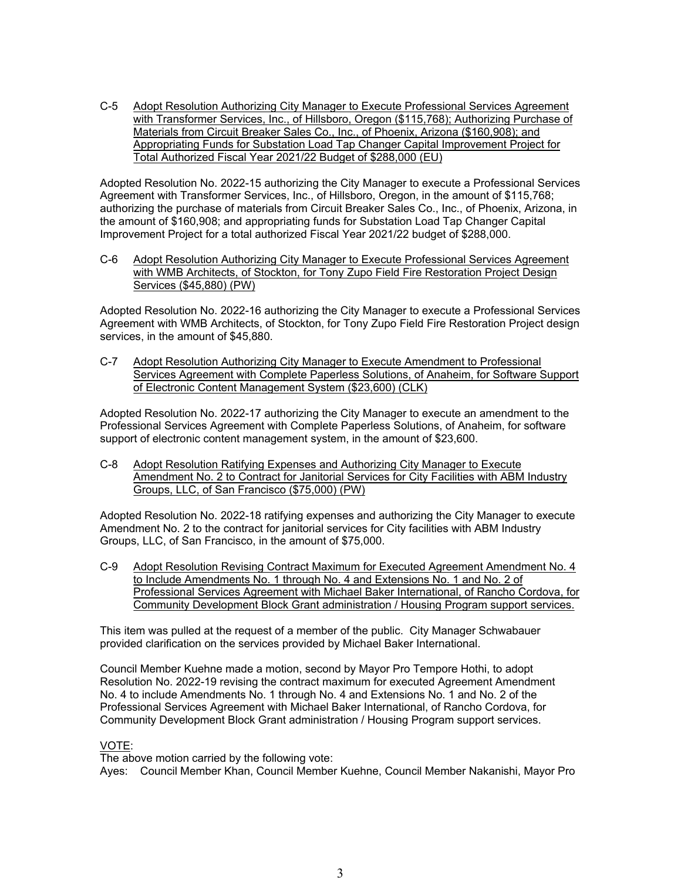C-5 Adopt Resolution Authorizing City Manager to Execute Professional Services Agreement with Transformer Services, Inc., of Hillsboro, Oregon ($115,768); Authorizing Purchase of Materials from Circuit Breaker Sales Co., Inc., of Phoenix, Arizona ($160,908); and Appropriating Funds for Substation Load Tap Changer Capital Improvement Project for Total Authorized Fiscal Year 2021/22 Budget of $288,000 (EU)

Adopted Resolution No. 2022-15 authorizing the City Manager to execute a Professional Services Agreement with Transformer Services, Inc., of Hillsboro, Oregon, in the amount of $115,768; authorizing the purchase of materials from Circuit Breaker Sales Co., Inc., of Phoenix, Arizona, in the amount of $160,908; and appropriating funds for Substation Load Tap Changer Capital Improvement Project for a total authorized Fiscal Year 2021/22 budget of $288,000.

C-6 Adopt Resolution Authorizing City Manager to Execute Professional Services Agreement with WMB Architects, of Stockton, for Tony Zupo Field Fire Restoration Project Design Services ($45,880) (PW)

Adopted Resolution No. 2022-16 authorizing the City Manager to execute a Professional Services Agreement with WMB Architects, of Stockton, for Tony Zupo Field Fire Restoration Project design services, in the amount of $45,880.

C-7 Adopt Resolution Authorizing City Manager to Execute Amendment to Professional Services Agreement with Complete Paperless Solutions, of Anaheim, for Software Support of Electronic Content Management System ($23,600) (CLK)

Adopted Resolution No. 2022-17 authorizing the City Manager to execute an amendment to the Professional Services Agreement with Complete Paperless Solutions, of Anaheim, for software support of electronic content management system, in the amount of $23,600.

C-8 Adopt Resolution Ratifying Expenses and Authorizing City Manager to Execute Amendment No. 2 to Contract for Janitorial Services for City Facilities with ABM Industry Groups, LLC, of San Francisco ($75,000) (PW)

Adopted Resolution No. 2022-18 ratifying expenses and authorizing the City Manager to execute Amendment No. 2 to the contract for janitorial services for City facilities with ABM Industry Groups, LLC, of San Francisco, in the amount of $75,000.

C-9 Adopt Resolution Revising Contract Maximum for Executed Agreement Amendment No. 4 to Include Amendments No. 1 through No. 4 and Extensions No. 1 and No. 2 of Professional Services Agreement with Michael Baker International, of Rancho Cordova, for Community Development Block Grant administration / Housing Program support services.

This item was pulled at the request of a member of the public. City Manager Schwabauer provided clarification on the services provided by Michael Baker International.

Council Member Kuehne made a motion, second by Mayor Pro Tempore Hothi, to adopt Resolution No. 2022-19 revising the contract maximum for executed Agreement Amendment No. 4 to include Amendments No. 1 through No. 4 and Extensions No. 1 and No. 2 of the Professional Services Agreement with Michael Baker International, of Rancho Cordova, for Community Development Block Grant administration / Housing Program support services.

VOTE:
The above motion carried by the following vote:
Ayes: Council Member Khan, Council Member Kuehne, Council Member Nakanishi, Mayor Pro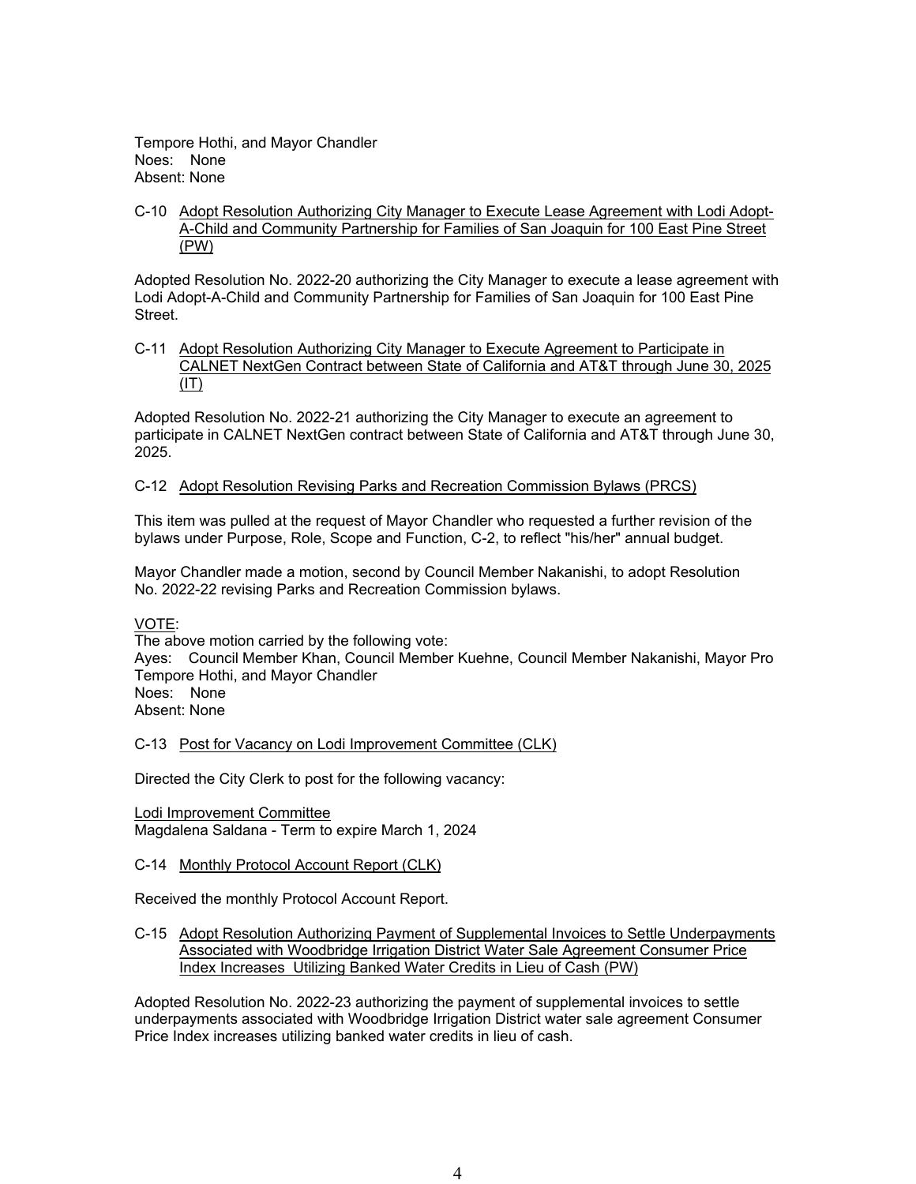Tempore Hothi, and Mayor Chandler
Noes: None
Absent: None

C-10 <u>Adopt Resolution Authorizing City Manager to Execute Lease Agreement with Lodi Adopt-A-Child and Community Partnership for Families of San Joaquin for 100 East Pine Street (PW)</u>

Adopted Resolution No. 2022-20 authorizing the City Manager to execute a lease agreement with Lodi Adopt-A-Child and Community Partnership for Families of San Joaquin for 100 East Pine Street.

C-11 <u>Adopt Resolution Authorizing City Manager to Execute Agreement to Participate in CALNET NextGen Contract between State of California and AT&T through June 30, 2025 (IT)</u>

Adopted Resolution No. 2022-21 authorizing the City Manager to execute an agreement to participate in CALNET NextGen contract between State of California and AT&T through June 30, 2025.

C-12 <u>Adopt Resolution Revising Parks and Recreation Commission Bylaws (PRCS)</u>

This item was pulled at the request of Mayor Chandler who requested a further revision of the bylaws under Purpose, Role, Scope and Function, C-2, to reflect "his/her" annual budget.

Mayor Chandler made a motion, second by Council Member Nakanishi, to adopt Resolution No. 2022-22 revising Parks and Recreation Commission bylaws.

<u>VOTE</u>:
The above motion carried by the following vote:
Ayes: Council Member Khan, Council Member Kuehne, Council Member Nakanishi, Mayor Pro Tempore Hothi, and Mayor Chandler
Noes: None
Absent: None

C-13 <u>Post for Vacancy on Lodi Improvement Committee (CLK)</u>

Directed the City Clerk to post for the following vacancy:

<u>Lodi Improvement Committee</u>
Magdalena Saldana - Term to expire March 1, 2024

C-14 <u>Monthly Protocol Account Report (CLK)</u>

Received the monthly Protocol Account Report.

C-15 <u>Adopt Resolution Authorizing Payment of Supplemental Invoices to Settle Underpayments Associated with Woodbridge Irrigation District Water Sale Agreement Consumer Price Index Increases Utilizing Banked Water Credits in Lieu of Cash (PW)</u>

Adopted Resolution No. 2022-23 authorizing the payment of supplemental invoices to settle underpayments associated with Woodbridge Irrigation District water sale agreement Consumer Price Index increases utilizing banked water credits in lieu of cash.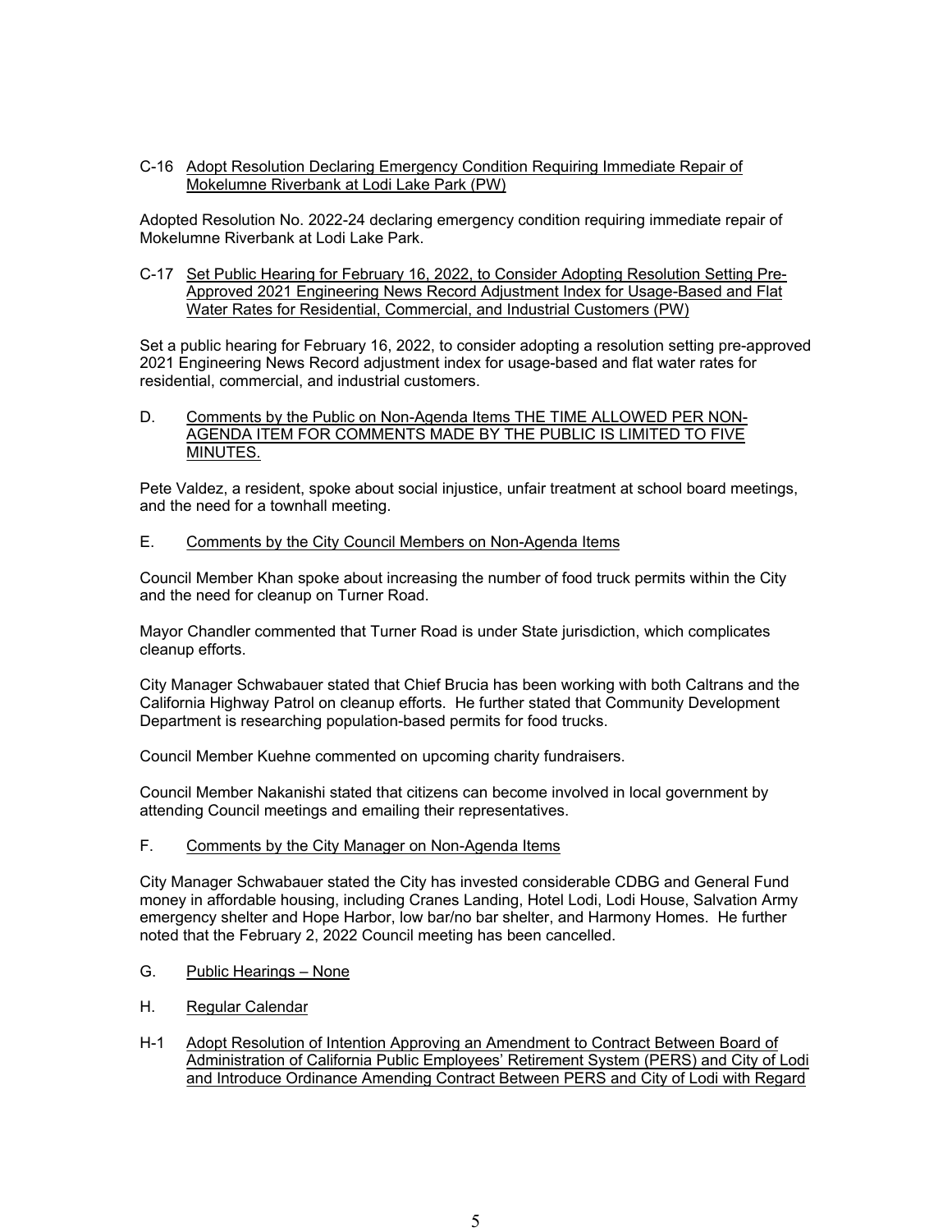C-16 Adopt Resolution Declaring Emergency Condition Requiring Immediate Repair of Mokelumne Riverbank at Lodi Lake Park (PW)

Adopted Resolution No. 2022-24 declaring emergency condition requiring immediate repair of Mokelumne Riverbank at Lodi Lake Park.

C-17 Set Public Hearing for February 16, 2022, to Consider Adopting Resolution Setting Pre-Approved 2021 Engineering News Record Adjustment Index for Usage-Based and Flat Water Rates for Residential, Commercial, and Industrial Customers (PW)

Set a public hearing for February 16, 2022, to consider adopting a resolution setting pre-approved 2021 Engineering News Record adjustment index for usage-based and flat water rates for residential, commercial, and industrial customers.

D. Comments by the Public on Non-Agenda Items THE TIME ALLOWED PER NON-AGENDA ITEM FOR COMMENTS MADE BY THE PUBLIC IS LIMITED TO FIVE MINUTES.

Pete Valdez, a resident, spoke about social injustice, unfair treatment at school board meetings, and the need for a townhall meeting.

E. Comments by the City Council Members on Non-Agenda Items

Council Member Khan spoke about increasing the number of food truck permits within the City and the need for cleanup on Turner Road.

Mayor Chandler commented that Turner Road is under State jurisdiction, which complicates cleanup efforts.

City Manager Schwabauer stated that Chief Brucia has been working with both Caltrans and the California Highway Patrol on cleanup efforts. He further stated that Community Development Department is researching population-based permits for food trucks.

Council Member Kuehne commented on upcoming charity fundraisers.

Council Member Nakanishi stated that citizens can become involved in local government by attending Council meetings and emailing their representatives.

F. Comments by the City Manager on Non-Agenda Items

City Manager Schwabauer stated the City has invested considerable CDBG and General Fund money in affordable housing, including Cranes Landing, Hotel Lodi, Lodi House, Salvation Army emergency shelter and Hope Harbor, low bar/no bar shelter, and Harmony Homes. He further noted that the February 2, 2022 Council meeting has been cancelled.

G. Public Hearings – None

H. Regular Calendar

H-1 Adopt Resolution of Intention Approving an Amendment to Contract Between Board of Administration of California Public Employees' Retirement System (PERS) and City of Lodi and Introduce Ordinance Amending Contract Between PERS and City of Lodi with Regard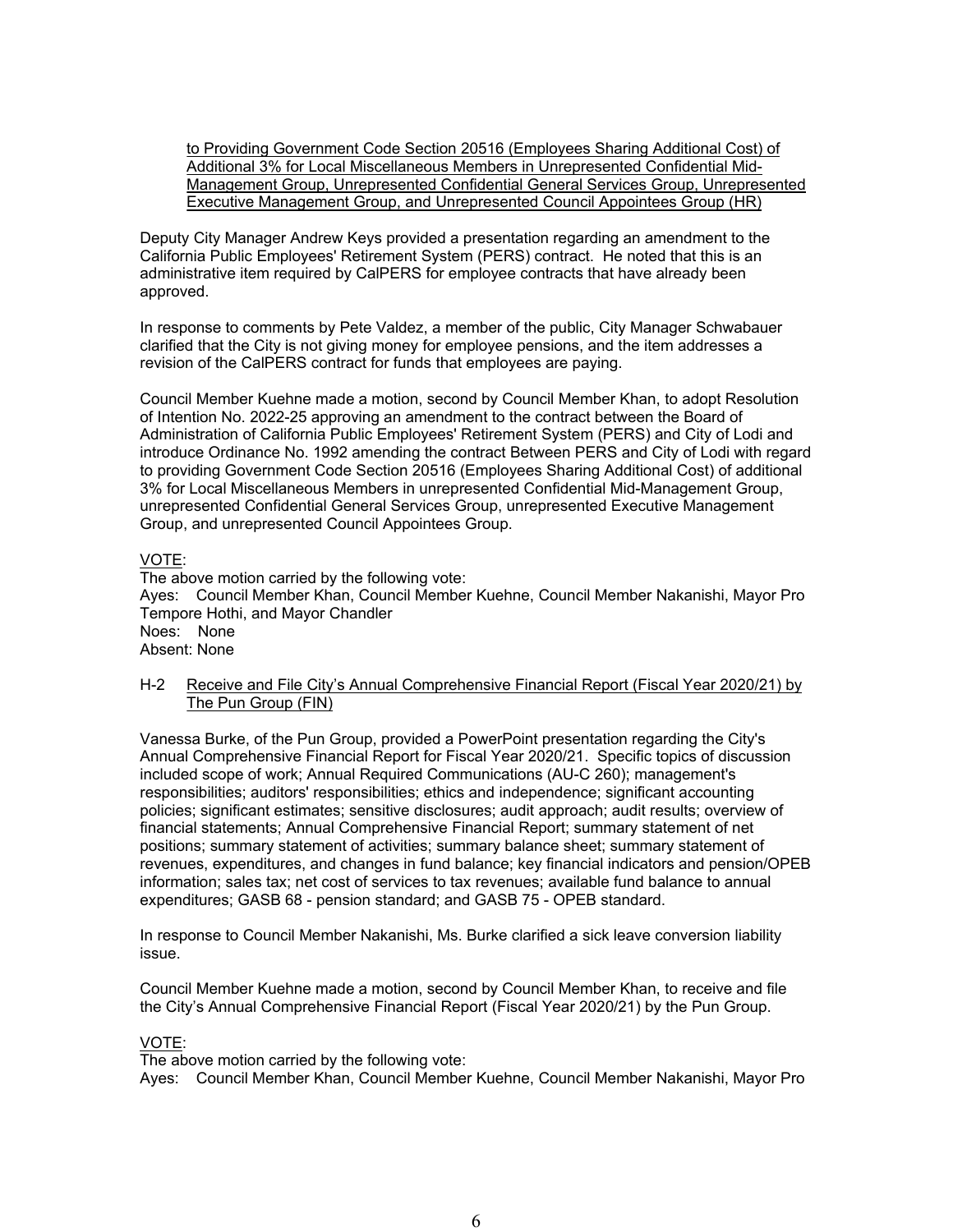to Providing Government Code Section 20516 (Employees Sharing Additional Cost) of Additional 3% for Local Miscellaneous Members in Unrepresented Confidential Mid-Management Group, Unrepresented Confidential General Services Group, Unrepresented Executive Management Group, and Unrepresented Council Appointees Group (HR)

Deputy City Manager Andrew Keys provided a presentation regarding an amendment to the California Public Employees' Retirement System (PERS) contract. He noted that this is an administrative item required by CalPERS for employee contracts that have already been approved.

In response to comments by Pete Valdez, a member of the public, City Manager Schwabauer clarified that the City is not giving money for employee pensions, and the item addresses a revision of the CalPERS contract for funds that employees are paying.

Council Member Kuehne made a motion, second by Council Member Khan, to adopt Resolution of Intention No. 2022-25 approving an amendment to the contract between the Board of Administration of California Public Employees' Retirement System (PERS) and City of Lodi and introduce Ordinance No. 1992 amending the contract Between PERS and City of Lodi with regard to providing Government Code Section 20516 (Employees Sharing Additional Cost) of additional 3% for Local Miscellaneous Members in unrepresented Confidential Mid-Management Group, unrepresented Confidential General Services Group, unrepresented Executive Management Group, and unrepresented Council Appointees Group.

VOTE:
The above motion carried by the following vote:
Ayes: Council Member Khan, Council Member Kuehne, Council Member Nakanishi, Mayor Pro Tempore Hothi, and Mayor Chandler
Noes: None
Absent: None

H-2 Receive and File City's Annual Comprehensive Financial Report (Fiscal Year 2020/21) by The Pun Group (FIN)

Vanessa Burke, of the Pun Group, provided a PowerPoint presentation regarding the City's Annual Comprehensive Financial Report for Fiscal Year 2020/21. Specific topics of discussion included scope of work; Annual Required Communications (AU-C 260); management's responsibilities; auditors' responsibilities; ethics and independence; significant accounting policies; significant estimates; sensitive disclosures; audit approach; audit results; overview of financial statements; Annual Comprehensive Financial Report; summary statement of net positions; summary statement of activities; summary balance sheet; summary statement of revenues, expenditures, and changes in fund balance; key financial indicators and pension/OPEB information; sales tax; net cost of services to tax revenues; available fund balance to annual expenditures; GASB 68 - pension standard; and GASB 75 - OPEB standard.

In response to Council Member Nakanishi, Ms. Burke clarified a sick leave conversion liability issue.

Council Member Kuehne made a motion, second by Council Member Khan, to receive and file the City's Annual Comprehensive Financial Report (Fiscal Year 2020/21) by the Pun Group.

VOTE:
The above motion carried by the following vote:
Ayes: Council Member Khan, Council Member Kuehne, Council Member Nakanishi, Mayor Pro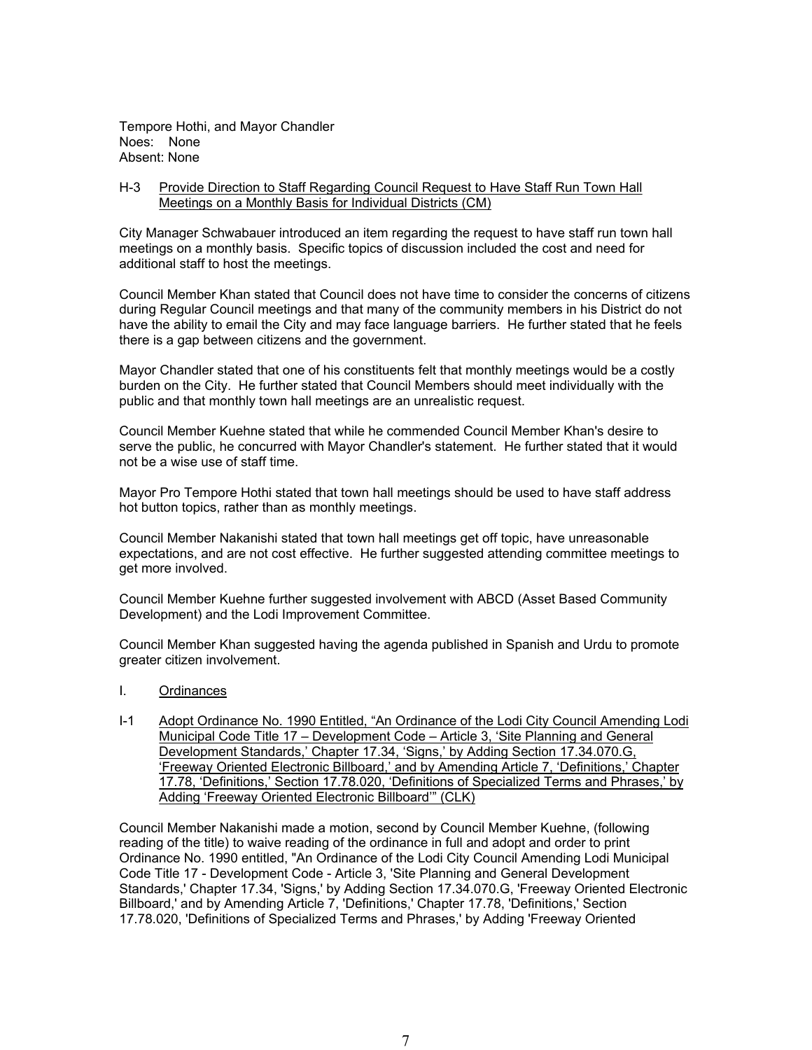Tempore Hothi, and Mayor Chandler
Noes: None
Absent: None

H-3 Provide Direction to Staff Regarding Council Request to Have Staff Run Town Hall Meetings on a Monthly Basis for Individual Districts (CM)

City Manager Schwabauer introduced an item regarding the request to have staff run town hall meetings on a monthly basis. Specific topics of discussion included the cost and need for additional staff to host the meetings.

Council Member Khan stated that Council does not have time to consider the concerns of citizens during Regular Council meetings and that many of the community members in his District do not have the ability to email the City and may face language barriers. He further stated that he feels there is a gap between citizens and the government.

Mayor Chandler stated that one of his constituents felt that monthly meetings would be a costly burden on the City. He further stated that Council Members should meet individually with the public and that monthly town hall meetings are an unrealistic request.

Council Member Kuehne stated that while he commended Council Member Khan's desire to serve the public, he concurred with Mayor Chandler's statement. He further stated that it would not be a wise use of staff time.

Mayor Pro Tempore Hothi stated that town hall meetings should be used to have staff address hot button topics, rather than as monthly meetings.

Council Member Nakanishi stated that town hall meetings get off topic, have unreasonable expectations, and are not cost effective. He further suggested attending committee meetings to get more involved.

Council Member Kuehne further suggested involvement with ABCD (Asset Based Community Development) and the Lodi Improvement Committee.

Council Member Khan suggested having the agenda published in Spanish and Urdu to promote greater citizen involvement.

I. Ordinances

I-1 Adopt Ordinance No. 1990 Entitled, "An Ordinance of the Lodi City Council Amending Lodi Municipal Code Title 17 – Development Code – Article 3, 'Site Planning and General Development Standards,' Chapter 17.34, 'Signs,' by Adding Section 17.34.070.G, 'Freeway Oriented Electronic Billboard,' and by Amending Article 7, 'Definitions,' Chapter 17.78, 'Definitions,' Section 17.78.020, 'Definitions of Specialized Terms and Phrases,' by Adding 'Freeway Oriented Electronic Billboard'" (CLK)

Council Member Nakanishi made a motion, second by Council Member Kuehne, (following reading of the title) to waive reading of the ordinance in full and adopt and order to print Ordinance No. 1990 entitled, "An Ordinance of the Lodi City Council Amending Lodi Municipal Code Title 17 - Development Code - Article 3, 'Site Planning and General Development Standards,' Chapter 17.34, 'Signs,' by Adding Section 17.34.070.G, 'Freeway Oriented Electronic Billboard,' and by Amending Article 7, 'Definitions,' Chapter 17.78, 'Definitions,' Section 17.78.020, 'Definitions of Specialized Terms and Phrases,' by Adding 'Freeway Oriented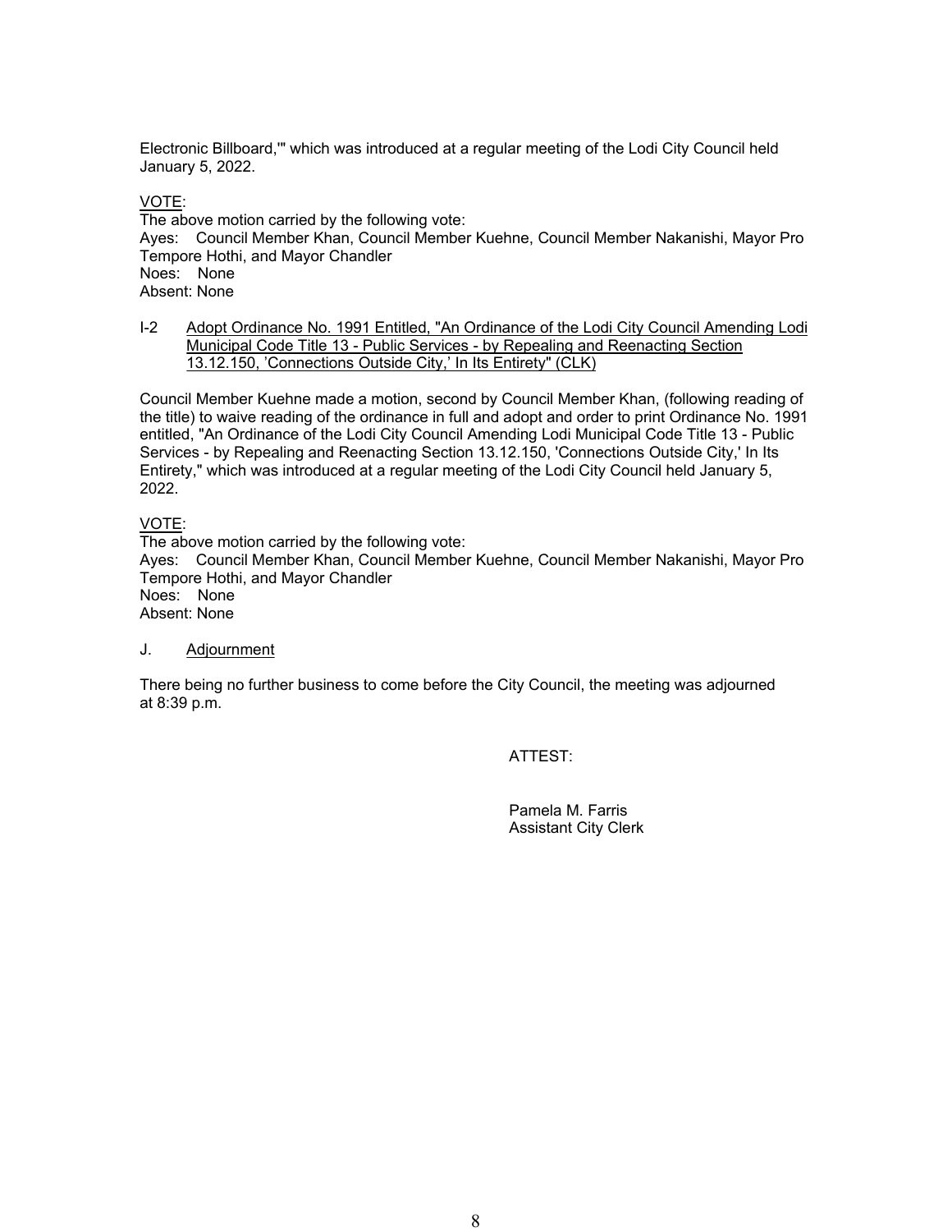Electronic Billboard,'" which was introduced at a regular meeting of the Lodi City Council held January 5, 2022.

<u>VOTE</u>:
The above motion carried by the following vote:
Ayes: Council Member Khan, Council Member Kuehne, Council Member Nakanishi, Mayor Pro Tempore Hothi, and Mayor Chandler
Noes: None
Absent: None

I-2 <u>Adopt Ordinance No. 1991 Entitled, "An Ordinance of the Lodi City Council Amending Lodi Municipal Code Title 13 - Public Services - by Repealing and Reenacting Section 13.12.150, 'Connections Outside City,' In Its Entirety" (CLK)</u>

Council Member Kuehne made a motion, second by Council Member Khan, (following reading of the title) to waive reading of the ordinance in full and adopt and order to print Ordinance No. 1991 entitled, "An Ordinance of the Lodi City Council Amending Lodi Municipal Code Title 13 - Public Services - by Repealing and Reenacting Section 13.12.150, 'Connections Outside City,' In Its Entirety," which was introduced at a regular meeting of the Lodi City Council held January 5, 2022.

<u>VOTE</u>:
The above motion carried by the following vote:
Ayes: Council Member Khan, Council Member Kuehne, Council Member Nakanishi, Mayor Pro Tempore Hothi, and Mayor Chandler
Noes: None
Absent: None

J. <u>Adjournment</u>

There being no further business to come before the City Council, the meeting was adjourned at 8:39 p.m.

ATTEST:

Pamela M. Farris
Assistant City Clerk